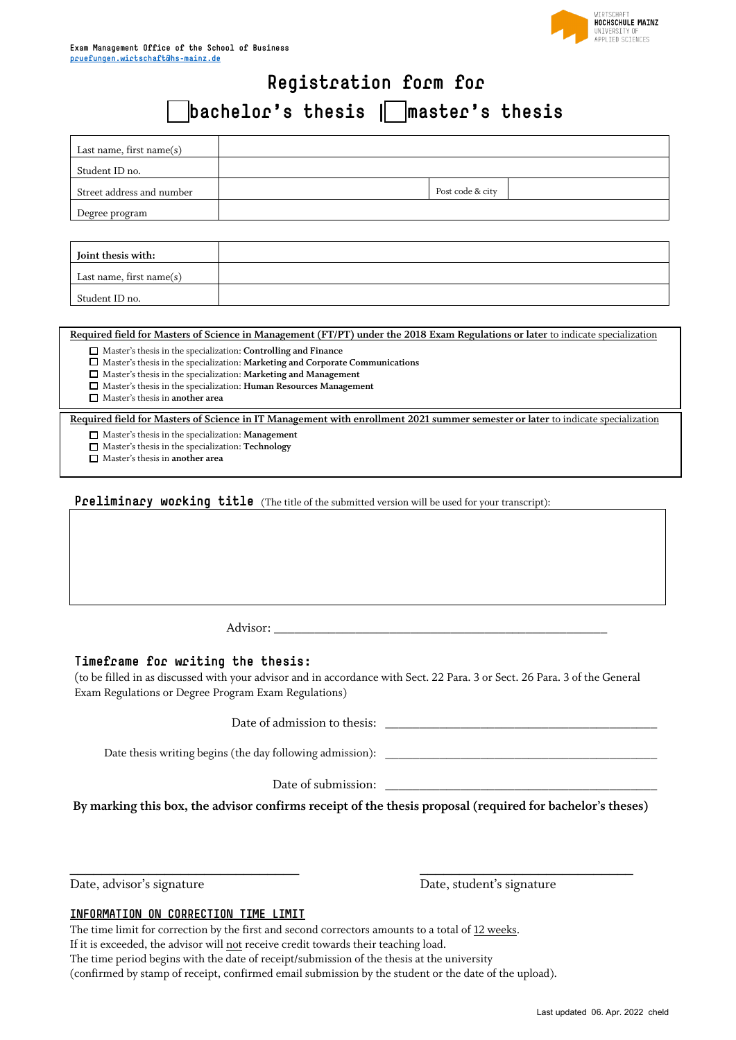WIRTSCHAFT
HOCHSCHULE MAINZ
UNIVERSITY OF
APPLIED SCIENCES

Exam Management Office of the School of Business
pruefungen.wirtschaft@hs-mainz.de

# Registration form for

# ☐ bachelor's thesis | ☐ master's thesis

| Last name, first name(s) | | | |
|---|---|---|---|
| Student ID no. | | | |
| Street address and number | | Post code & city | |
| Degree program | | | |

| **Joint thesis with:** | |
|---|---|
| Last name, first name(s) | |
| Student ID no. | |

**Required field for Masters of Science in Management (FT/PT) under the 2018 Exam Regulations or later** to indicate specialization

- ☐ Master's thesis in the specialization: **Controlling and Finance**
- ☐ Master's thesis in the specialization: **Marketing and Corporate Communications**
- ☐ Master's thesis in the specialization: **Marketing and Management**
- ☐ Master's thesis in the specialization: **Human Resources Management**
- ☐ Master's thesis in **another area**

**Required field for Masters of Science in IT Management with enrollment 2021 summer semester or later** to indicate specialization

- ☐ Master's thesis in the specialization: **Management**
- ☐ Master's thesis in the specialization: **Technology**
- ☐ Master's thesis in **another area**

**Preliminary working title** (The title of the submitted version will be used for your transcript):

| |
|---|
| |

Advisor: ______________________________

## Timeframe for writing the thesis:

(to be filled in as discussed with your advisor and in accordance with Sect. 22 Para. 3 or Sect. 26 Para. 3 of the General Exam Regulations or Degree Program Exam Regulations)

Date of admission to thesis: ______________________________

Date thesis writing begins (the day following admission): ______________________________

Date of submission: ______________________________

**By marking this box, the advisor confirms receipt of the thesis proposal (required for bachelor's theses)**

______________________________ ______________________________

Date, advisor's signature Date, student's signature

## INFORMATION ON CORRECTION TIME LIMIT

The time limit for correction by the first and second correctors amounts to a total of 12 weeks.
If it is exceeded, the advisor will not receive credit towards their teaching load.
The time period begins with the date of receipt/submission of the thesis at the university
(confirmed by stamp of receipt, confirmed email submission by the student or the date of the upload).

Last updated 06. Apr. 2022 cheld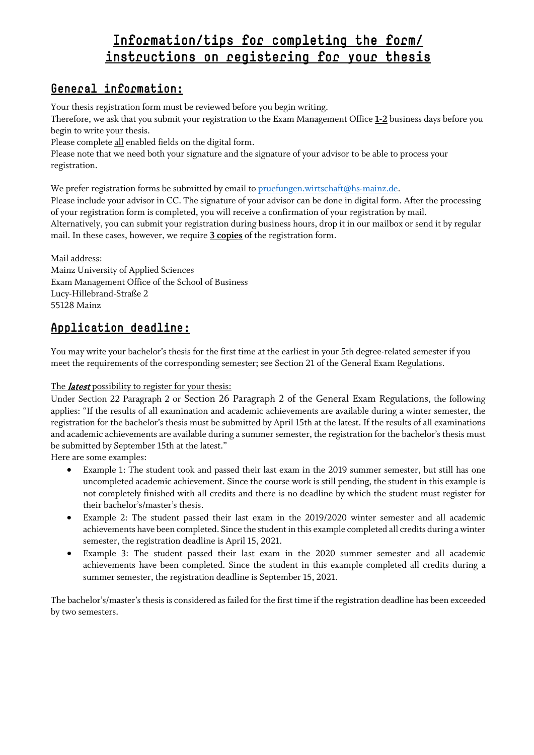# Information/tips for completing the form/ instructions on registering for your thesis

## General information:

Your thesis registration form must be reviewed before you begin writing.
Therefore, we ask that you submit your registration to the Exam Management Office **1-2** business days before you begin to write your thesis.
Please complete all enabled fields on the digital form.
Please note that we need both your signature and the signature of your advisor to be able to process your registration.

We prefer registration forms be submitted by email to pruefungen.wirtschaft@hs-mainz.de.
Please include your advisor in CC. The signature of your advisor can be done in digital form. After the processing of your registration form is completed, you will receive a confirmation of your registration by mail.
Alternatively, you can submit your registration during business hours, drop it in our mailbox or send it by regular mail. In these cases, however, we require **3 copies** of the registration form.

Mail address:
Mainz University of Applied Sciences
Exam Management Office of the School of Business
Lucy-Hillebrand-Straße 2
55128 Mainz

## Application deadline:

You may write your bachelor's thesis for the first time at the earliest in your 5th degree-related semester if you meet the requirements of the corresponding semester; see Section 21 of the General Exam Regulations.

The ***latest*** possibility to register for your thesis:

Under Section 22 Paragraph 2 or Section 26 Paragraph 2 of the General Exam Regulations, the following applies: "If the results of all examination and academic achievements are available during a winter semester, the registration for the bachelor's thesis must be submitted by April 15th at the latest. If the results of all examinations and academic achievements are available during a summer semester, the registration for the bachelor's thesis must be submitted by September 15th at the latest."
Here are some examples:

- Example 1: The student took and passed their last exam in the 2019 summer semester, but still has one uncompleted academic achievement. Since the course work is still pending, the student in this example is not completely finished with all credits and there is no deadline by which the student must register for their bachelor's/master's thesis.
- Example 2: The student passed their last exam in the 2019/2020 winter semester and all academic achievements have been completed. Since the student in this example completed all credits during a winter semester, the registration deadline is April 15, 2021.
- Example 3: The student passed their last exam in the 2020 summer semester and all academic achievements have been completed. Since the student in this example completed all credits during a summer semester, the registration deadline is September 15, 2021.

The bachelor's/master's thesis is considered as failed for the first time if the registration deadline has been exceeded by two semesters.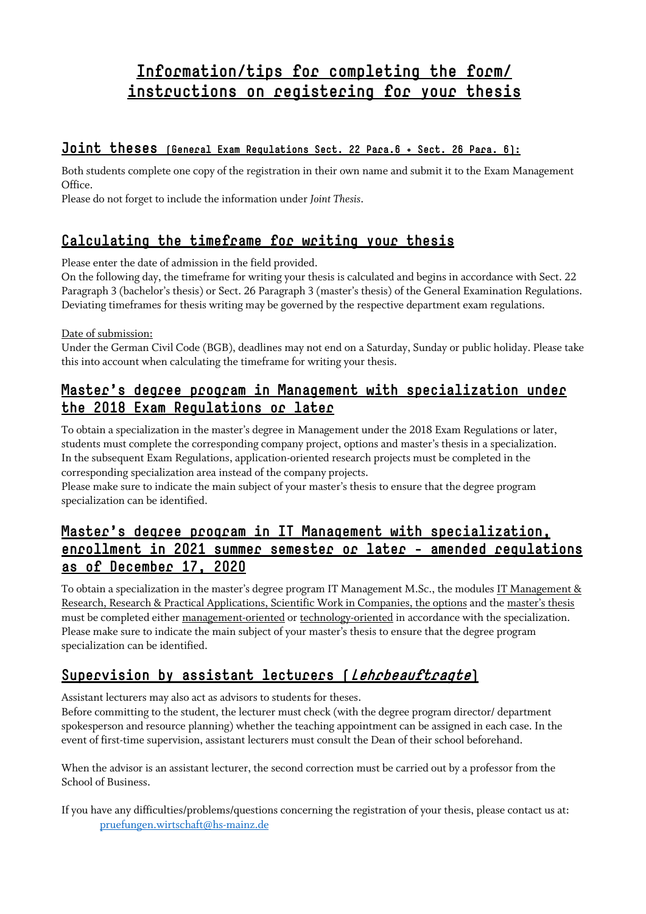# Information/tips for completing the form/ instructions on registering for your thesis

## Joint theses (General Exam Regulations Sect. 22 Para.6 + Sect. 26 Para. 6):

Both students complete one copy of the registration in their own name and submit it to the Exam Management Office.
Please do not forget to include the information under *Joint Thesis*.

## Calculating the timeframe for writing your thesis

Please enter the date of admission in the field provided.
On the following day, the timeframe for writing your thesis is calculated and begins in accordance with Sect. 22 Paragraph 3 (bachelor's thesis) or Sect. 26 Paragraph 3 (master's thesis) of the General Examination Regulations. Deviating timeframes for thesis writing may be governed by the respective department exam regulations.

Date of submission:
Under the German Civil Code (BGB), deadlines may not end on a Saturday, Sunday or public holiday. Please take this into account when calculating the timeframe for writing your thesis.

## Master's degree program in Management with specialization under the 2018 Exam Regulations or later

To obtain a specialization in the master's degree in Management under the 2018 Exam Regulations or later, students must complete the corresponding company project, options and master's thesis in a specialization.
In the subsequent Exam Regulations, application-oriented research projects must be completed in the corresponding specialization area instead of the company projects.
Please make sure to indicate the main subject of your master's thesis to ensure that the degree program specialization can be identified.

## Master's degree program in IT Management with specialization, enrollment in 2021 summer semester or later – amended regulations as of December 17, 2020

To obtain a specialization in the master's degree program IT Management M.Sc., the modules IT Management & Research, Research & Practical Applications, Scientific Work in Companies, the options and the master's thesis must be completed either management-oriented or technology-oriented in accordance with the specialization.
Please make sure to indicate the main subject of your master's thesis to ensure that the degree program specialization can be identified.

## Supervision by assistant lecturers (*Lehrbeauftragte*)

Assistant lecturers may also act as advisors to students for theses.
Before committing to the student, the lecturer must check (with the degree program director/ department spokesperson and resource planning) whether the teaching appointment can be assigned in each case. In the event of first-time supervision, assistant lecturers must consult the Dean of their school beforehand.

When the advisor is an assistant lecturer, the second correction must be carried out by a professor from the School of Business.

If you have any difficulties/problems/questions concerning the registration of your thesis, please contact us at:
pruefungen.wirtschaft@hs-mainz.de